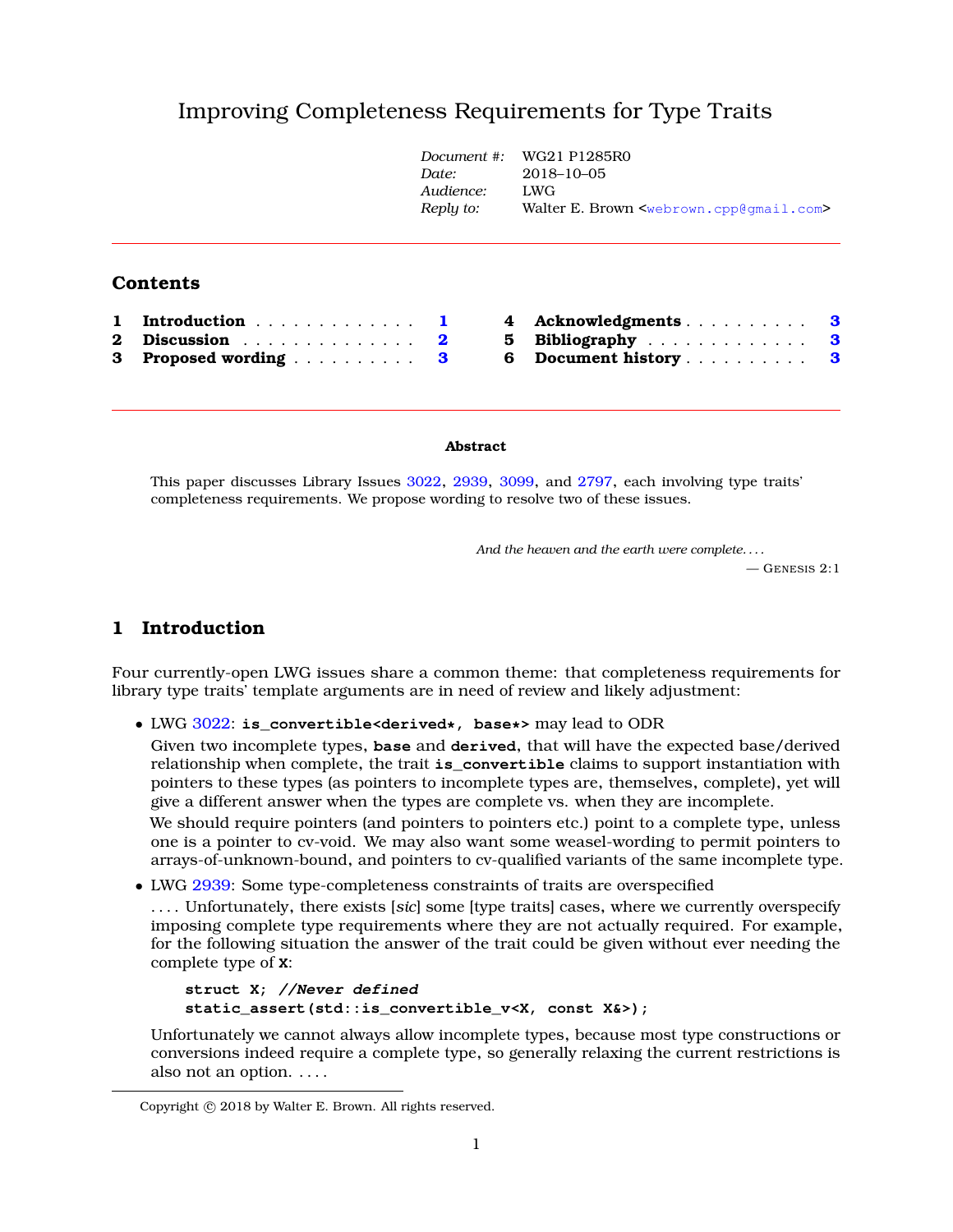# Improving Completeness Requirements for Type Traits

| | |
|---|---|
| *Document #:* | WG21 P1285R0 |
| *Date:* | 2018–10–05 |
| *Audience:* | LWG |
| *Reply to:* | Walter E. Brown <webrown.cpp@gmail.com> |

## Contents

1 **Introduction** . . . . . . . . . . . . . 1
2 **Discussion** . . . . . . . . . . . . . . 2
3 **Proposed wording** . . . . . . . . . . 3
4 **Acknowledgments** . . . . . . . . . . 3
5 **Bibliography** . . . . . . . . . . . . . 3
6 **Document history** . . . . . . . . . . 3

**Abstract**

This paper discusses Library Issues 3022, 2939, 3099, and 2797, each involving type traits' completeness requirements. We propose wording to resolve two of these issues.

*And the heaven and the earth were complete. . . .*
— GENESIS 2:1

## 1 Introduction

Four currently-open LWG issues share a common theme: that completeness requirements for library type traits' template arguments are in need of review and likely adjustment:

- LWG 3022: **is_convertible<derived*, base*>** may lead to ODR

  Given two incomplete types, **base** and **derived**, that will have the expected base/derived relationship when complete, the trait **is_convertible** claims to support instantiation with pointers to these types (as pointers to incomplete types are, themselves, complete), yet will give a different answer when the types are complete vs. when they are incomplete.

  We should require pointers (and pointers to pointers etc.) point to a complete type, unless one is a pointer to cv-void. We may also want some weasel-wording to permit pointers to arrays-of-unknown-bound, and pointers to cv-qualified variants of the same incomplete type.

- LWG 2939: Some type-completeness constraints of traits are overspecified

  . . . . Unfortunately, there exists [*sic*] some [type traits] cases, where we currently overspecify imposing complete type requirements where they are not actually required. For example, for the following situation the answer of the trait could be given without ever needing the complete type of **X**:

  ```
  struct X; //Never defined
  static_assert(std::is_convertible_v<X, const X&>);
  ```

  Unfortunately we cannot always allow incomplete types, because most type constructions or conversions indeed require a complete type, so generally relaxing the current restrictions is also not an option. . . . .

Copyright © 2018 by Walter E. Brown. All rights reserved.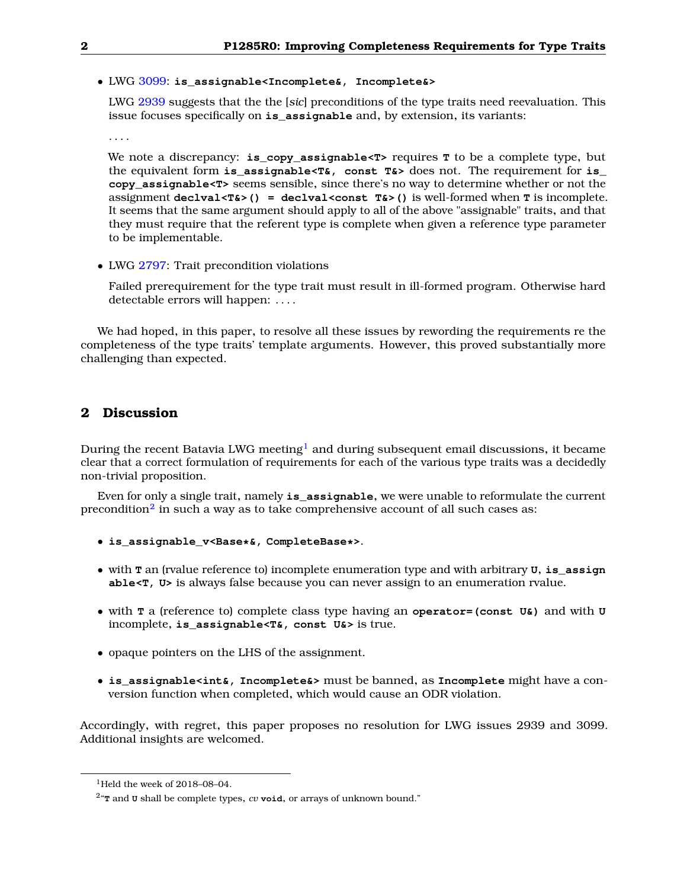- LWG 3099: `is_assignable<Incomplete&, Incomplete&>`

  LWG 2939 suggests that the the [*sic*] preconditions of the type traits need reevaluation. This issue focuses specifically on `is_assignable` and, by extension, its variants:

  . . . .

  We note a discrepancy: `is_copy_assignable<T>` requires `T` to be a complete type, but the equivalent form `is_assignable<T&, const T&>` does not. The requirement for `is_copy_assignable<T>` seems sensible, since there's no way to determine whether or not the assignment `declval<T&>() = declval<const T&>()` is well-formed when `T` is incomplete. It seems that the same argument should apply to all of the above "assignable" traits, and that they must require that the referent type is complete when given a reference type parameter to be implementable.

- LWG 2797: Trait precondition violations

  Failed prerequirement for the type trait must result in ill-formed program. Otherwise hard detectable errors will happen: . . . .

We had hoped, in this paper, to resolve all these issues by rewording the requirements re the completeness of the type traits' template arguments. However, this proved substantially more challenging than expected.

## 2 Discussion

During the recent Batavia LWG meeting[1] and during subsequent email discussions, it became clear that a correct formulation of requirements for each of the various type traits was a decidedly non-trivial proposition.

Even for only a single trait, namely `is_assignable`, we were unable to reformulate the current precondition[2] in such a way as to take comprehensive account of all such cases as:

- `is_assignable_v<Base*&, CompleteBase*>`.
- with `T` an (rvalue reference to) incomplete enumeration type and with arbitrary `U`, `is_assignable<T, U>` is always false because you can never assign to an enumeration rvalue.
- with `T` a (reference to) complete class type having an `operator=(const U&)` and with `U` incomplete, `is_assignable<T&, const U&>` is true.
- opaque pointers on the LHS of the assignment.
- `is_assignable<int&, Incomplete&>` must be banned, as `Incomplete` might have a conversion function when completed, which would cause an ODR violation.

Accordingly, with regret, this paper proposes no resolution for LWG issues 2939 and 3099. Additional insights are welcomed.

---

[1] Held the week of 2018–08–04.

[2] "`T` and `U` shall be complete types, *cv* `void`, or arrays of unknown bound."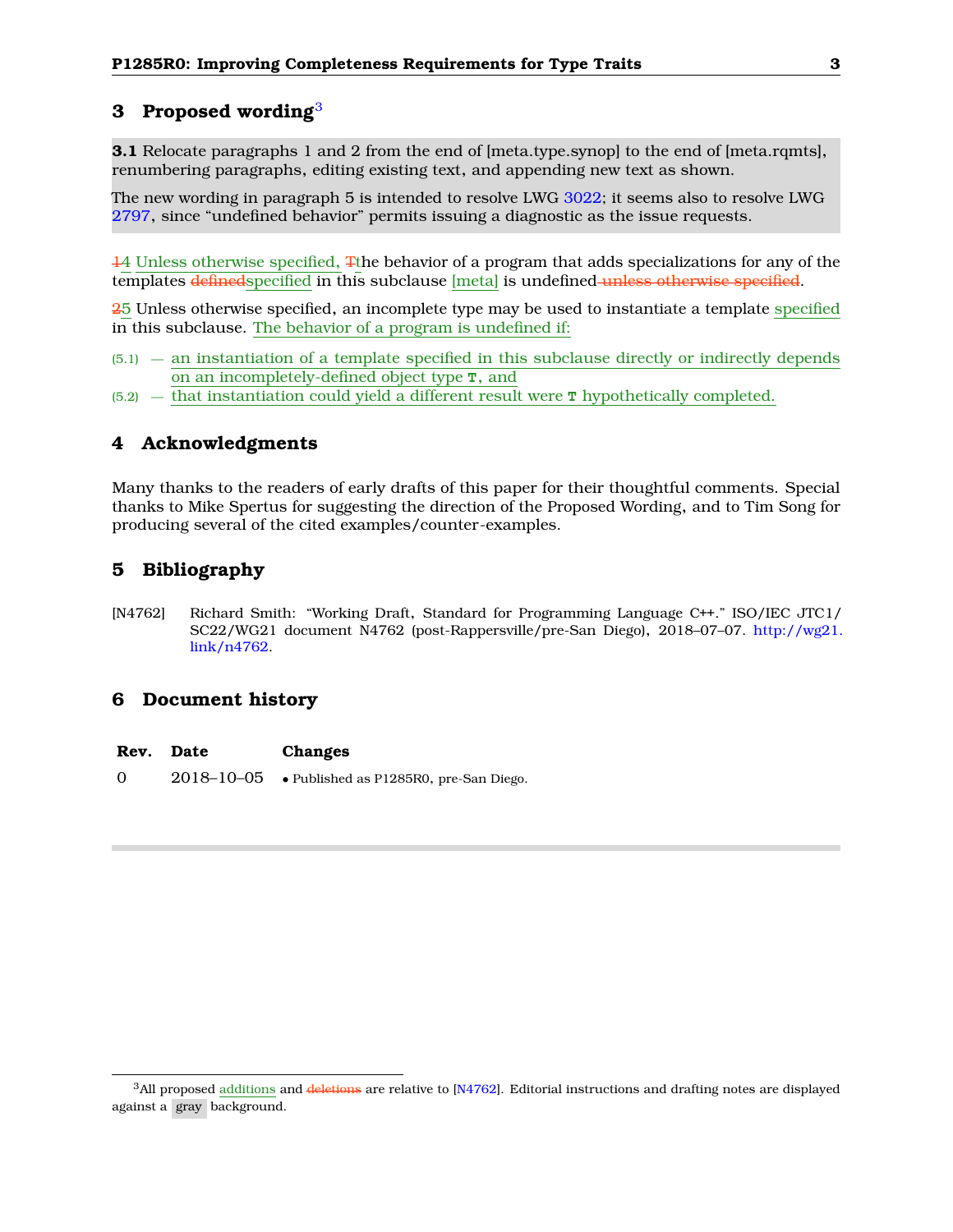## 3 Proposed wording[3]

**3.1** Relocate paragraphs 1 and 2 from the end of [meta.type.synop] to the end of [meta.rqmts], renumbering paragraphs, editing existing text, and appending new text as shown.

The new wording in paragraph 5 is intended to resolve LWG 3022; it seems also to resolve LWG 2797, since "undefined behavior" permits issuing a diagnostic as the issue requests.

~~1~~4 Unless otherwise specified, ~~T~~the behavior of a program that adds specializations for any of the templates ~~defined~~specified in this subclause [meta] is undefined ~~unless otherwise specified~~.

~~2~~5 Unless otherwise specified, an incomplete type may be used to instantiate a template specified in this subclause. The behavior of a program is undefined if:

(5.1) — an instantiation of a template specified in this subclause directly or indirectly depends on an incompletely-defined object type **T**, and

(5.2) — that instantiation could yield a different result were **T** hypothetically completed.

## 4 Acknowledgments

Many thanks to the readers of early drafts of this paper for their thoughtful comments. Special thanks to Mike Spertus for suggesting the direction of the Proposed Wording, and to Tim Song for producing several of the cited examples/counter-examples.

## 5 Bibliography

[N4762] Richard Smith: "Working Draft, Standard for Programming Language C++." ISO/IEC JTC1/SC22/WG21 document N4762 (post-Rappersville/pre-San Diego), 2018–07–07. http://wg21.link/n4762.

## 6 Document history

| Rev. | Date | Changes |
|---|---|---|
| 0 | 2018–10–05 | • Published as P1285R0, pre-San Diego. |

[3] All proposed additions and ~~deletions~~ are relative to [N4762]. Editorial instructions and drafting notes are displayed against a gray background.